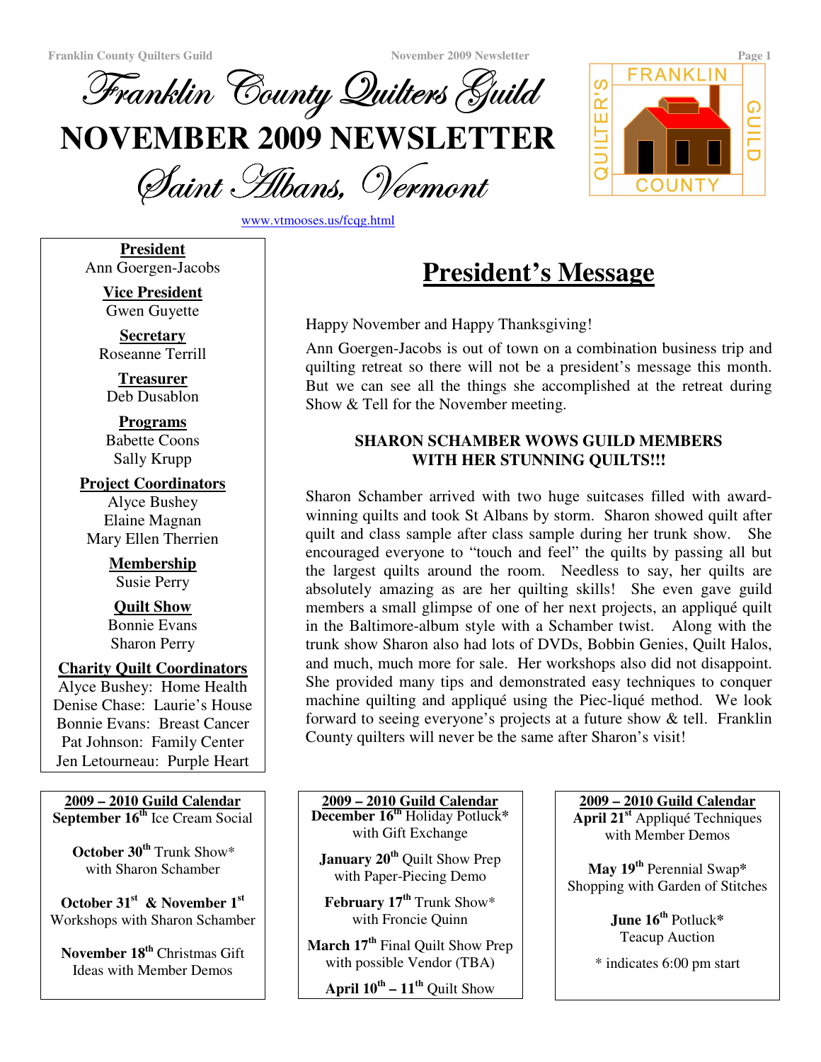# Franklin County Quilters Guild

# NOVEMBER 2009 NEWSLETTER

## Saint Albans, Vermont

www.vtmooses.us/fcqg.html

**President**
Ann Goergen-Jacobs

**Vice President**
Gwen Guyette

**Secretary**
Roseanne Terrill

**Treasurer**
Deb Dusablon

**Programs**
Babette Coons
Sally Krupp

**Project Coordinators**
Alyce Bushey
Elaine Magnan
Mary Ellen Therrien

**Membership**
Susie Perry

**Quilt Show**
Bonnie Evans
Sharon Perry

**Charity Quilt Coordinators**
Alyce Bushey: Home Health
Denise Chase: Laurie's House
Bonnie Evans: Breast Cancer
Pat Johnson: Family Center
Jen Letourneau: Purple Heart

## President's Message

Happy November and Happy Thanksgiving!

Ann Goergen-Jacobs is out of town on a combination business trip and quilting retreat so there will not be a president's message this month. But we can see all the things she accomplished at the retreat during Show & Tell for the November meeting.

### SHARON SCHAMBER WOWS GUILD MEMBERS WITH HER STUNNING QUILTS!!!

Sharon Schamber arrived with two huge suitcases filled with award-winning quilts and took St Albans by storm. Sharon showed quilt after quilt and class sample after class sample during her trunk show. She encouraged everyone to "touch and feel" the quilts by passing all but the largest quilts around the room. Needless to say, her quilts are absolutely amazing as are her quilting skills! She even gave guild members a small glimpse of one of her next projects, an appliqué quilt in the Baltimore-album style with a Schamber twist. Along with the trunk show Sharon also had lots of DVDs, Bobbin Genies, Quilt Halos, and much, much more for sale. Her workshops also did not disappoint. She provided many tips and demonstrated easy techniques to conquer machine quilting and appliqué using the Piec-liqué method. We look forward to seeing everyone's projects at a future show & tell. Franklin County quilters will never be the same after Sharon's visit!

**2009 – 2010 Guild Calendar**

**September 16th** Ice Cream Social

**October 30th** Trunk Show* with Sharon Schamber

**October 31st & November 1st** Workshops with Sharon Schamber

**November 18th** Christmas Gift Ideas with Member Demos

**December 16th** Holiday Potluck* with Gift Exchange

**January 20th** Quilt Show Prep with Paper-Piecing Demo

**February 17th** Trunk Show* with Froncie Quinn

**March 17th** Final Quilt Show Prep with possible Vendor (TBA)

**April 10th – 11th** Quilt Show

**April 21st** Appliqué Techniques with Member Demos

**May 19th** Perennial Swap* Shopping with Garden of Stitches

**June 16th** Potluck* Teacup Auction

* indicates 6:00 pm start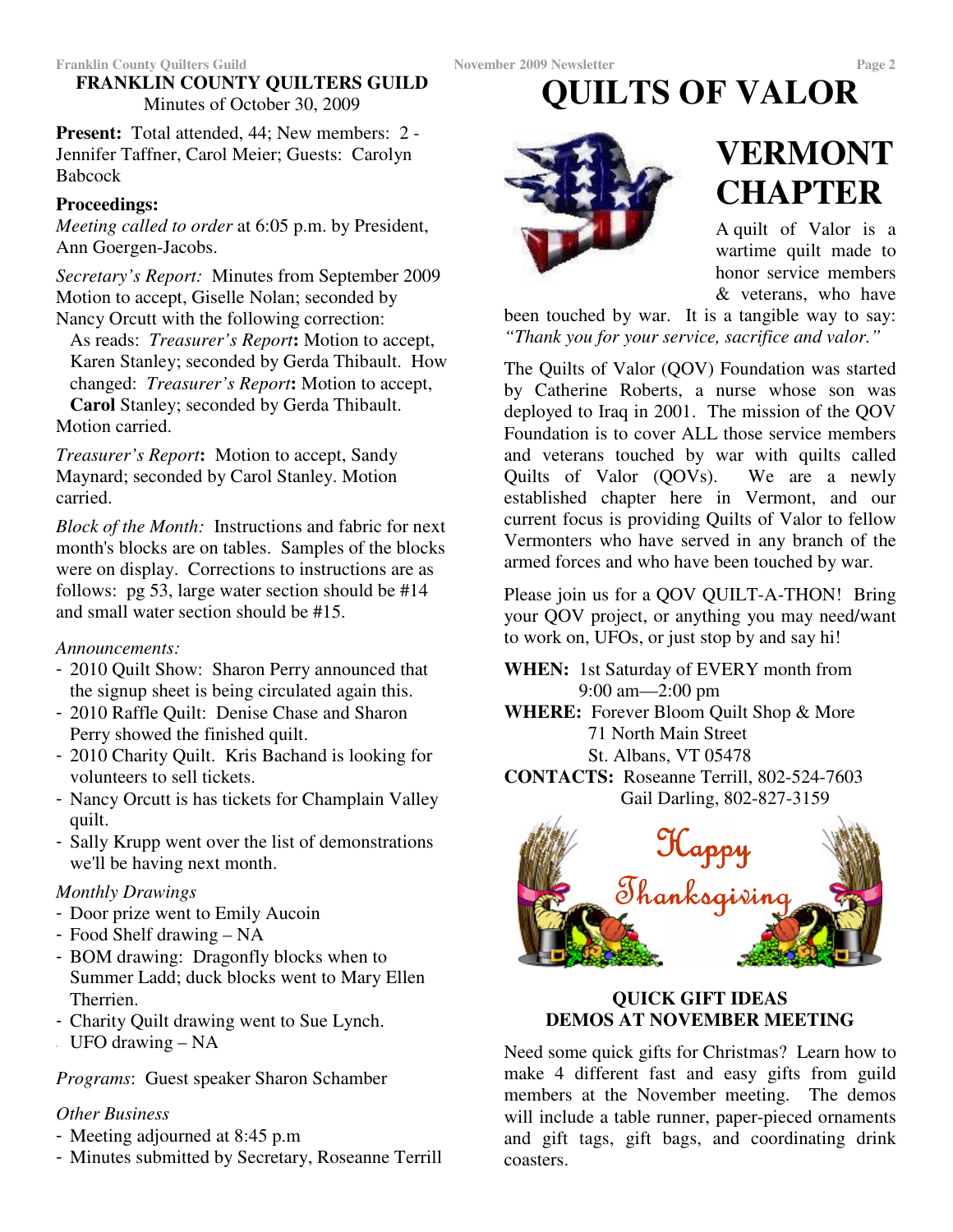# FRANKLIN COUNTY QUILTERS GUILD

Minutes of October 30, 2009

**Present:** Total attended, 44; New members: 2 - Jennifer Taffner, Carol Meier; Guests: Carolyn Babcock

**Proceedings:**

*Meeting called to order* at 6:05 p.m. by President, Ann Goergen-Jacobs.

*Secretary's Report:* Minutes from September 2009 Motion to accept, Giselle Nolan; seconded by Nancy Orcutt with the following correction:

As reads: *Treasurer's Report***:** Motion to accept, Karen Stanley; seconded by Gerda Thibault. How changed: *Treasurer's Report***:** Motion to accept, **Carol** Stanley; seconded by Gerda Thibault.

Motion carried.

*Treasurer's Report***:** Motion to accept, Sandy Maynard; seconded by Carol Stanley. Motion carried.

*Block of the Month:* Instructions and fabric for next month's blocks are on tables. Samples of the blocks were on display. Corrections to instructions are as follows: pg 53, large water section should be #14 and small water section should be #15.

*Announcements:*

- 2010 Quilt Show: Sharon Perry announced that the signup sheet is being circulated again this.
- 2010 Raffle Quilt: Denise Chase and Sharon Perry showed the finished quilt.
- 2010 Charity Quilt. Kris Bachand is looking for volunteers to sell tickets.
- Nancy Orcutt is has tickets for Champlain Valley quilt.
- Sally Krupp went over the list of demonstrations we'll be having next month.

*Monthly Drawings*

- Door prize went to Emily Aucoin
- Food Shelf drawing – NA
- BOM drawing: Dragonfly blocks when to Summer Ladd; duck blocks went to Mary Ellen Therrien.
- Charity Quilt drawing went to Sue Lynch.
- UFO drawing – NA

*Programs*: Guest speaker Sharon Schamber

*Other Business*

- Meeting adjourned at 8:45 p.m
- Minutes submitted by Secretary, Roseanne Terrill

# QUILTS OF VALOR

## VERMONT CHAPTER

A quilt of Valor is a wartime quilt made to honor service members & veterans, who have been touched by war. It is a tangible way to say: *"Thank you for your service, sacrifice and valor."*

The Quilts of Valor (QOV) Foundation was started by Catherine Roberts, a nurse whose son was deployed to Iraq in 2001. The mission of the QOV Foundation is to cover ALL those service members and veterans touched by war with quilts called Quilts of Valor (QOVs). We are a newly established chapter here in Vermont, and our current focus is providing Quilts of Valor to fellow Vermonters who have served in any branch of the armed forces and who have been touched by war.

Please join us for a QOV QUILT-A-THON! Bring your QOV project, or anything you may need/want to work on, UFOs, or just stop by and say hi!

**WHEN:** 1st Saturday of EVERY month from 9:00 am—2:00 pm

**WHERE:** Forever Bloom Quilt Shop & More
71 North Main Street
St. Albans, VT 05478

**CONTACTS:** Roseanne Terrill, 802-524-7603
Gail Darling, 802-827-3159

Happy Thanksgiving

### QUICK GIFT IDEAS DEMOS AT NOVEMBER MEETING

Need some quick gifts for Christmas? Learn how to make 4 different fast and easy gifts from guild members at the November meeting. The demos will include a table runner, paper-pieced ornaments and gift tags, gift bags, and coordinating drink coasters.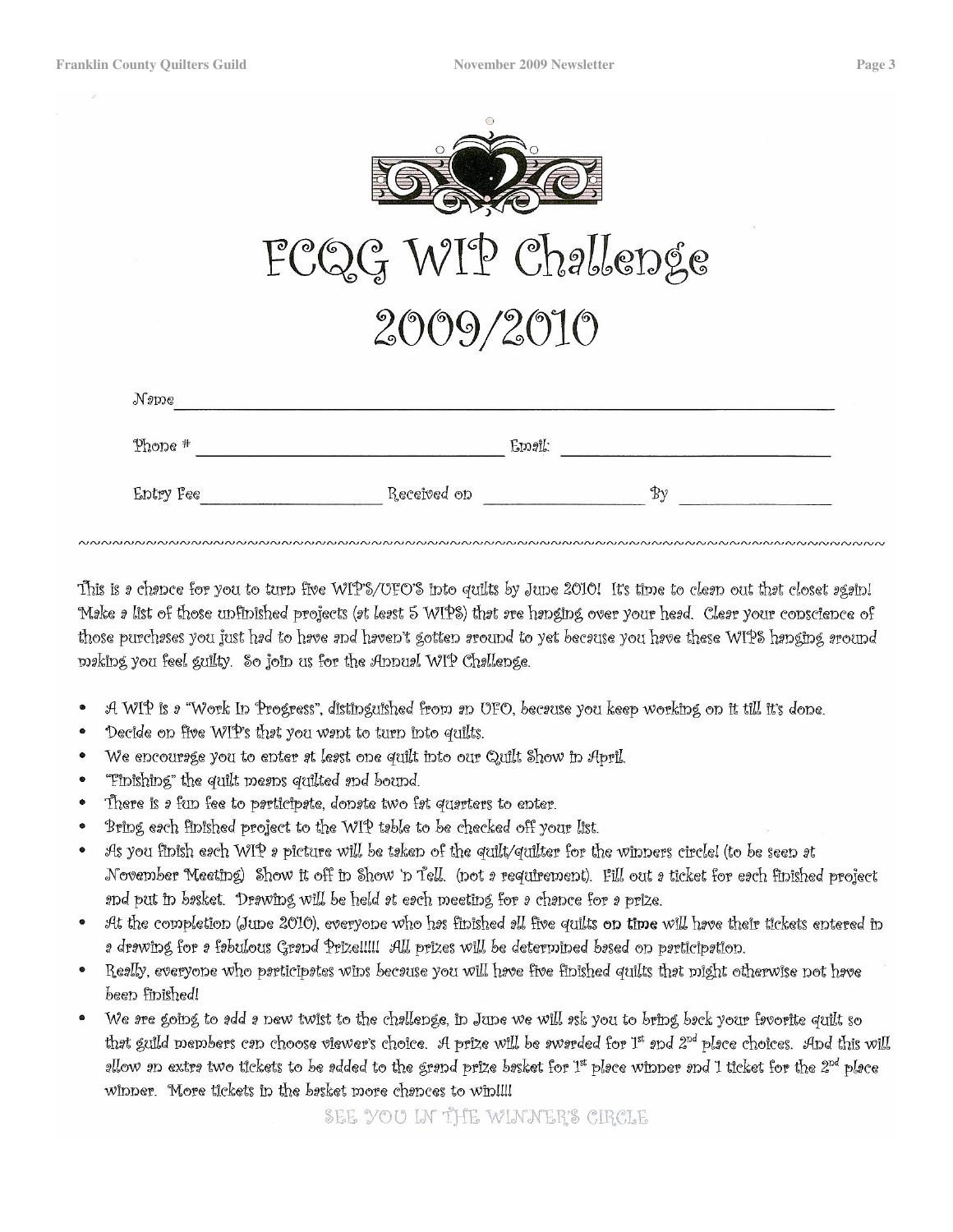# FCQG WIP Challenge 2009/2010

Name ______________________________________________

Phone # ______________________ Email: ______________________

Entry Fee ______________ Received on ______________ By ______________

~~~~~~~~~~~~~~~~~~~~~~~~~~~~~~~~~~~~~~~~~~~~~~~~~~~~~~~~~~~~~~~~~~~~~~~~

This is a chance for you to turn five WIPS/UFO'S into quilts by June 2010! It's time to clean out that closet again! Make a list of those unfinished projects (at least 5 WIPS) that are hanging over your head. Clear your conscience of those purchases you just had to have and haven't gotten around to yet because you have these WIPS hanging around making you feel guilty. So join us for the Annual WIP Challenge.

- A WIP is a "Work In Progress", distinguished from an UFO, because you keep working on it till it's done.
- Decide on five WIP's that you want to turn into quilts.
- We encourage you to enter at least one quilt into our Quilt Show in April.
- "Finishing" the quilt means quilted and bound.
- There is a fun fee to participate, donate two fat quarters to enter.
- Bring each finished project to the WIP table to be checked off your list.
- As you finish each WIP a picture will be taken of the quilt/quilter for the winners circle! (to be seen at November Meeting) Show it off in Show 'n Tell. (not a requirement). Fill out a ticket for each finished project and put in basket. Drawing will be held at each meeting for a chance for a prize.
- At the completion (June 2010), everyone who has finished all five quilts **on time** will have their tickets entered in a drawing for a fabulous Grand Prize!!!!! All prizes will be determined based on participation.
- Really, everyone who participates wins because you will have five finished quilts that might otherwise not have been finished!
- We are going to add a new twist to the challenge, in June we will ask you to bring back your favorite quilt so that guild members can choose viewer's choice. A prize will be awarded for 1st and 2nd place choices. And this will allow an extra two tickets to be added to the grand prize basket for 1st place winner and 1 ticket for the 2nd place winner. More tickets in the basket more chances to win!!!!

SEE YOU IN THE WINNER'S CIRCLE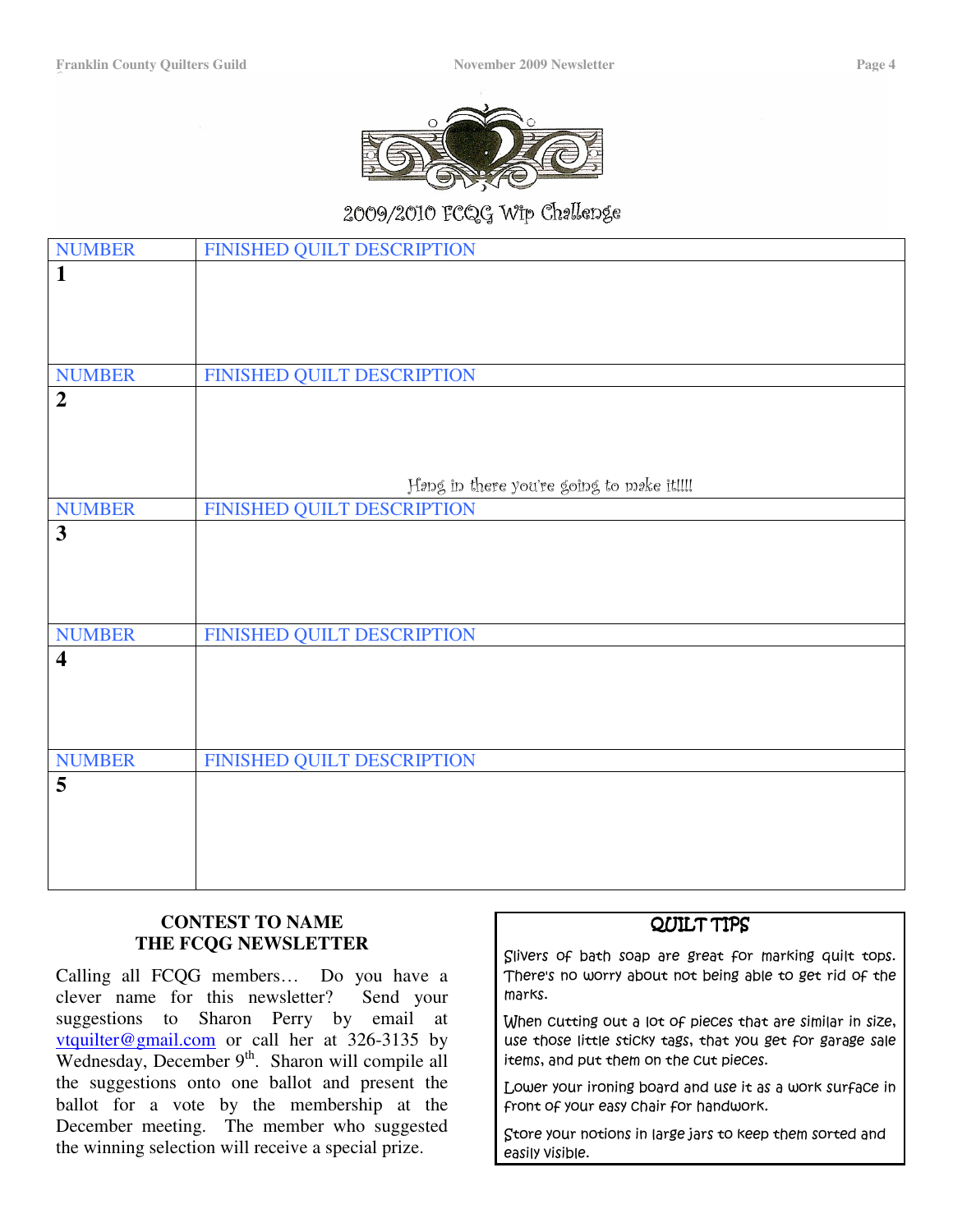## 2009/2010 FCQG Wip Challenge

| NUMBER | FINISHED QUILT DESCRIPTION |
|---|---|
| **1** | |
| NUMBER | FINISHED QUILT DESCRIPTION |
| **2** | Hang in there you're going to make it!!!! |
| NUMBER | FINISHED QUILT DESCRIPTION |
| **3** | |
| NUMBER | FINISHED QUILT DESCRIPTION |
| **4** | |
| NUMBER | FINISHED QUILT DESCRIPTION |
| **5** | |

### CONTEST TO NAME THE FCQG NEWSLETTER

Calling all FCQG members… Do you have a clever name for this newsletter? Send your suggestions to Sharon Perry by email at vtquilter@gmail.com or call her at 326-3135 by Wednesday, December 9th. Sharon will compile all the suggestions onto one ballot and present the ballot for a vote by the membership at the December meeting. The member who suggested the winning selection will receive a special prize.

### QUILT TIPS

Slivers of bath soap are great for marking quilt tops. There's no worry about not being able to get rid of the marks.

When cutting out a lot of pieces that are similar in size, use those little sticky tags, that you get for garage sale items, and put them on the cut pieces.

Lower your ironing board and use it as a work surface in front of your easy chair for handwork.

Store your notions in large jars to keep them sorted and easily visible.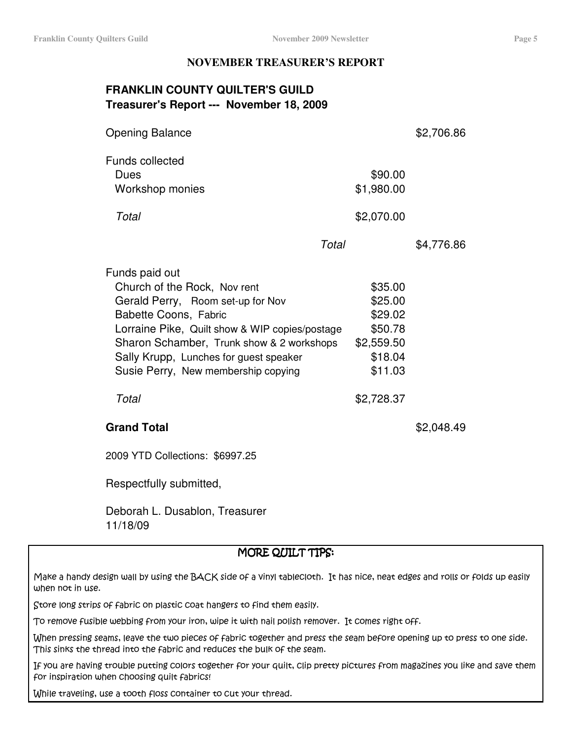## NOVEMBER TREASURER'S REPORT

### FRANKLIN COUNTY QUILTER'S GUILD
**Treasurer's Report --- November 18, 2009**

| | | |
|---|---|---|
| Opening Balance | | $2,706.86 |
| | | |
| Funds collected | | |
| Dues | $90.00 | |
| Workshop monies | $1,980.00 | |
| *Total* | $2,070.00 | |
| *Total* | | $4,776.86 |
| | | |
| Funds paid out | | |
| Church of the Rock, Nov rent | $35.00 | |
| Gerald Perry, Room set-up for Nov | $25.00 | |
| Babette Coons, Fabric | $29.02 | |
| Lorraine Pike, Quilt show & WIP copies/postage | $50.78 | |
| Sharon Schamber, Trunk show & 2 workshops | $2,559.50 | |
| Sally Krupp, Lunches for guest speaker | $18.04 | |
| Susie Perry, New membership copying | $11.03 | |
| *Total* | $2,728.37 | |
| | | |
| **Grand Total** | | $2,048.49 |

2009 YTD Collections: $6997.25

Respectfully submitted,

Deborah L. Dusablon, Treasurer
11/18/09

## MORE QUILT TIPS:

Make a handy design wall by using the BACK side of a vinyl tablecloth. It has nice, neat edges and rolls or folds up easily when not in use.

Store long strips of fabric on plastic coat hangers to find them easily.

To remove fusible webbing from your iron, wipe it with nail polish remover. It comes right off.

When pressing seams, leave the two pieces of fabric together and press the seam before opening up to press to one side. This sinks the thread into the fabric and reduces the bulk of the seam.

If you are having trouble putting colors together for your quilt, clip pretty pictures from magazines you like and save them for inspiration when choosing quilt fabrics!

While traveling, use a tooth floss container to cut your thread.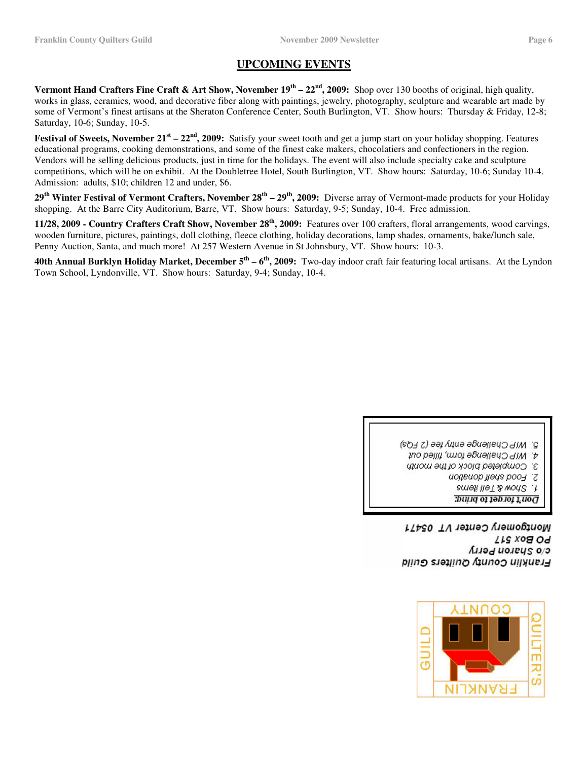## UPCOMING EVENTS

**Vermont Hand Crafters Fine Craft & Art Show, November 19th – 22nd, 2009:** Shop over 130 booths of original, high quality, works in glass, ceramics, wood, and decorative fiber along with paintings, jewelry, photography, sculpture and wearable art made by some of Vermont's finest artisans at the Sheraton Conference Center, South Burlington, VT. Show hours: Thursday & Friday, 12-8; Saturday, 10-6; Sunday, 10-5.

**Festival of Sweets, November 21st – 22nd, 2009:** Satisfy your sweet tooth and get a jump start on your holiday shopping. Features educational programs, cooking demonstrations, and some of the finest cake makers, chocolatiers and confectioners in the region. Vendors will be selling delicious products, just in time for the holidays. The event will also include specialty cake and sculpture competitions, which will be on exhibit. At the Doubletree Hotel, South Burlington, VT. Show hours: Saturday, 10-6; Sunday 10-4. Admission: adults, $10; children 12 and under, $6.

**29th Winter Festival of Vermont Crafters, November 28th – 29th, 2009:** Diverse array of Vermont-made products for your Holiday shopping. At the Barre City Auditorium, Barre, VT. Show hours: Saturday, 9-5; Sunday, 10-4. Free admission.

**11/28, 2009 - Country Crafters Craft Show, November 28th, 2009:** Features over 100 crafters, floral arrangements, wood carvings, wooden furniture, pictures, paintings, doll clothing, fleece clothing, holiday decorations, lamp shades, ornaments, bake/lunch sale, Penny Auction, Santa, and much more! At 257 Western Avenue in St Johnsbury, VT. Show hours: 10-3.

**40th Annual Burklyn Holiday Market, December 5th – 6th, 2009:** Two-day indoor craft fair featuring local artisans. At the Lyndon Town School, Lyndonville, VT. Show hours: Saturday, 9-4; Sunday, 10-4.

***Don't forget to bring:***

1. *Show & Tell items*
2. *Food shelf donation*
3. *Completed block of the month*
4. *WIP Challenge form, filled out*
5. *WIP Challenge entry fee (2 FQs)*

*Franklin County Quilters Guild*
*c/o Sharon Perry*
*PO Box 517*
*Montgomery Center VT 05471*

FRANKLIN COUNTY QUILTER'S GUILD